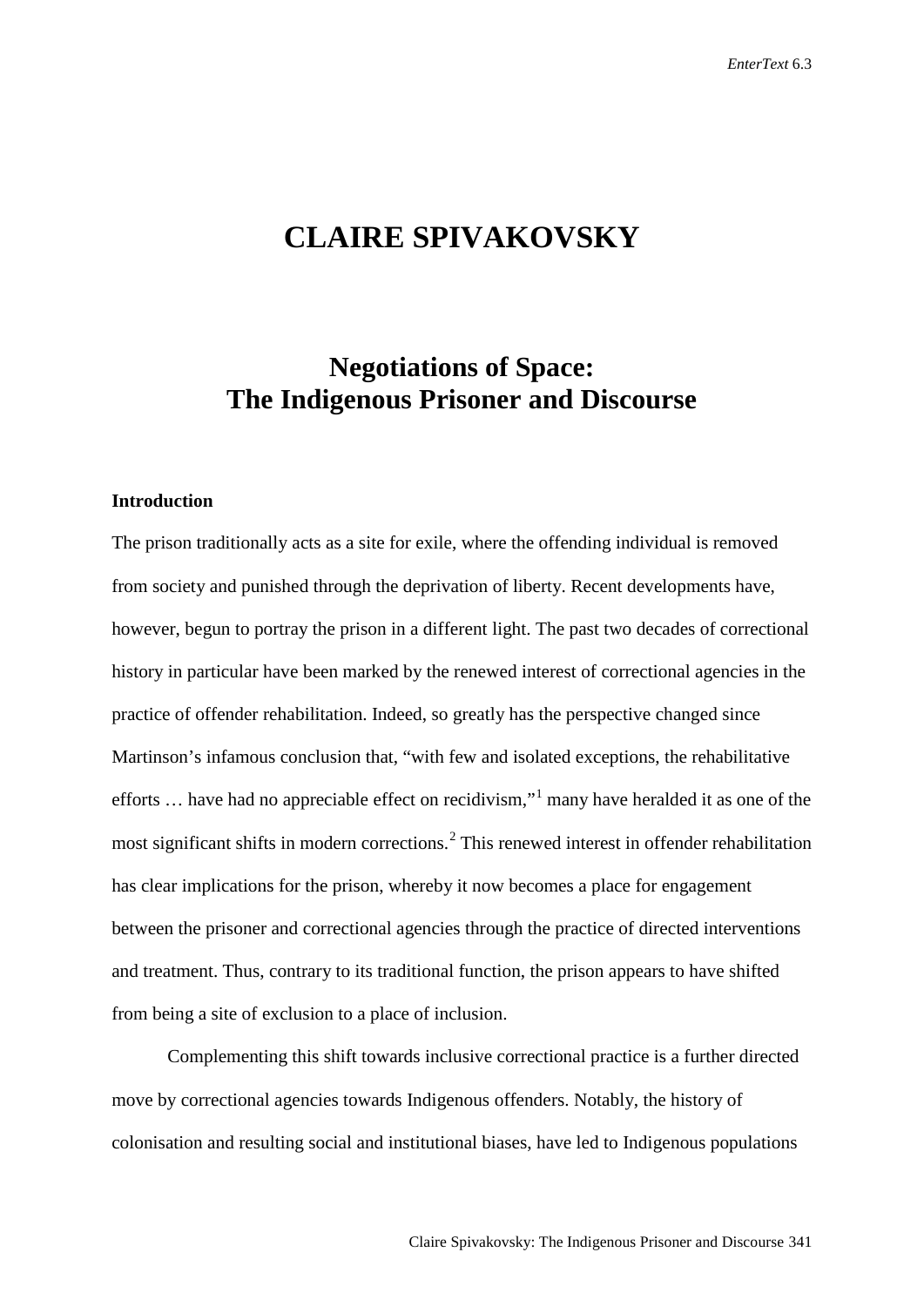# CLAIRE SPIVAKOVSKY

## Negotiations of Space: The Indigenous Prisoner and Discourse

### Introduction

The prison traditionally acts as a site for exile, where the offending individual is removed from society and punished through the deprivation of liberty. Recent developments have, however, begun to portray the prison in a different light. The past two decades of correctional history in particular have been marked by the renewed interest of correctional agencies in the practice of offender rehabilitation. Indeed, so greatly has the perspective changed since Martinson's infamous conclusion that, "with few and isolated exceptions, the rehabilitative efforts … have had no appreciable effect on recidivism,"[1] many have heralded it as one of the most significant shifts in modern corrections.[2] This renewed interest in offender rehabilitation has clear implications for the prison, whereby it now becomes a place for engagement between the prisoner and correctional agencies through the practice of directed interventions and treatment. Thus, contrary to its traditional function, the prison appears to have shifted from being a site of exclusion to a place of inclusion.

Complementing this shift towards inclusive correctional practice is a further directed move by correctional agencies towards Indigenous offenders. Notably, the history of colonisation and resulting social and institutional biases, have led to Indigenous populations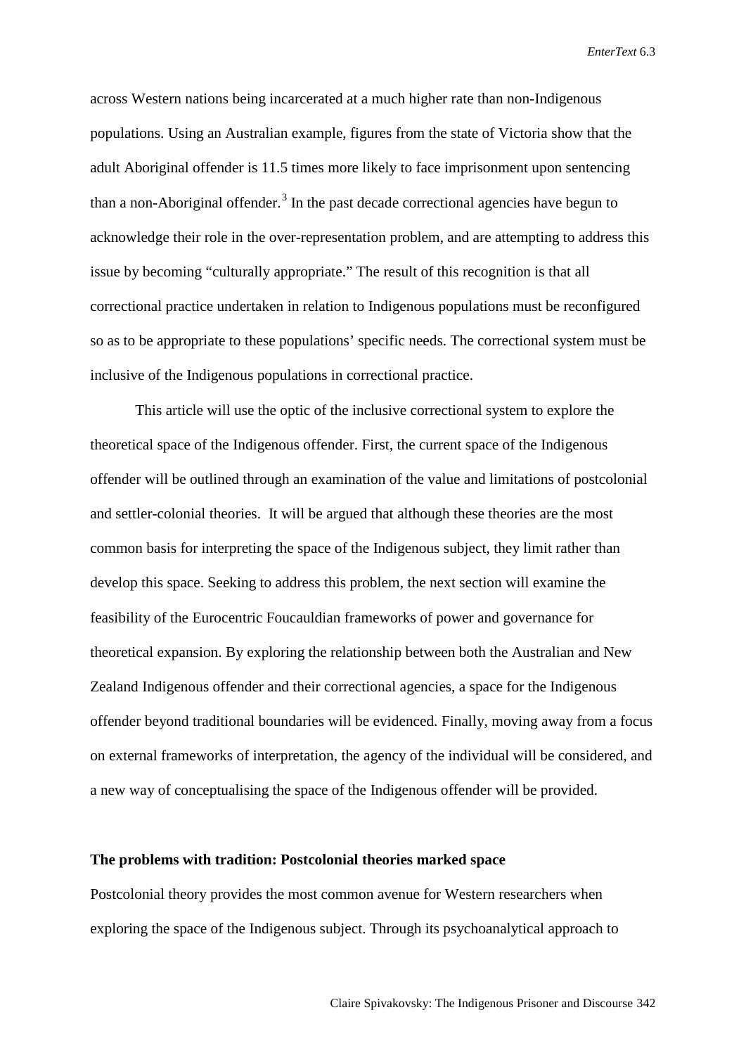across Western nations being incarcerated at a much higher rate than non-Indigenous populations. Using an Australian example, figures from the state of Victoria show that the adult Aboriginal offender is 11.5 times more likely to face imprisonment upon sentencing than a non-Aboriginal offender.[3] In the past decade correctional agencies have begun to acknowledge their role in the over-representation problem, and are attempting to address this issue by becoming "culturally appropriate." The result of this recognition is that all correctional practice undertaken in relation to Indigenous populations must be reconfigured so as to be appropriate to these populations' specific needs. The correctional system must be inclusive of the Indigenous populations in correctional practice.

This article will use the optic of the inclusive correctional system to explore the theoretical space of the Indigenous offender. First, the current space of the Indigenous offender will be outlined through an examination of the value and limitations of postcolonial and settler-colonial theories. It will be argued that although these theories are the most common basis for interpreting the space of the Indigenous subject, they limit rather than develop this space. Seeking to address this problem, the next section will examine the feasibility of the Eurocentric Foucauldian frameworks of power and governance for theoretical expansion. By exploring the relationship between both the Australian and New Zealand Indigenous offender and their correctional agencies, a space for the Indigenous offender beyond traditional boundaries will be evidenced. Finally, moving away from a focus on external frameworks of interpretation, the agency of the individual will be considered, and a new way of conceptualising the space of the Indigenous offender will be provided.

**The problems with tradition: Postcolonial theories marked space**

Postcolonial theory provides the most common avenue for Western researchers when exploring the space of the Indigenous subject. Through its psychoanalytical approach to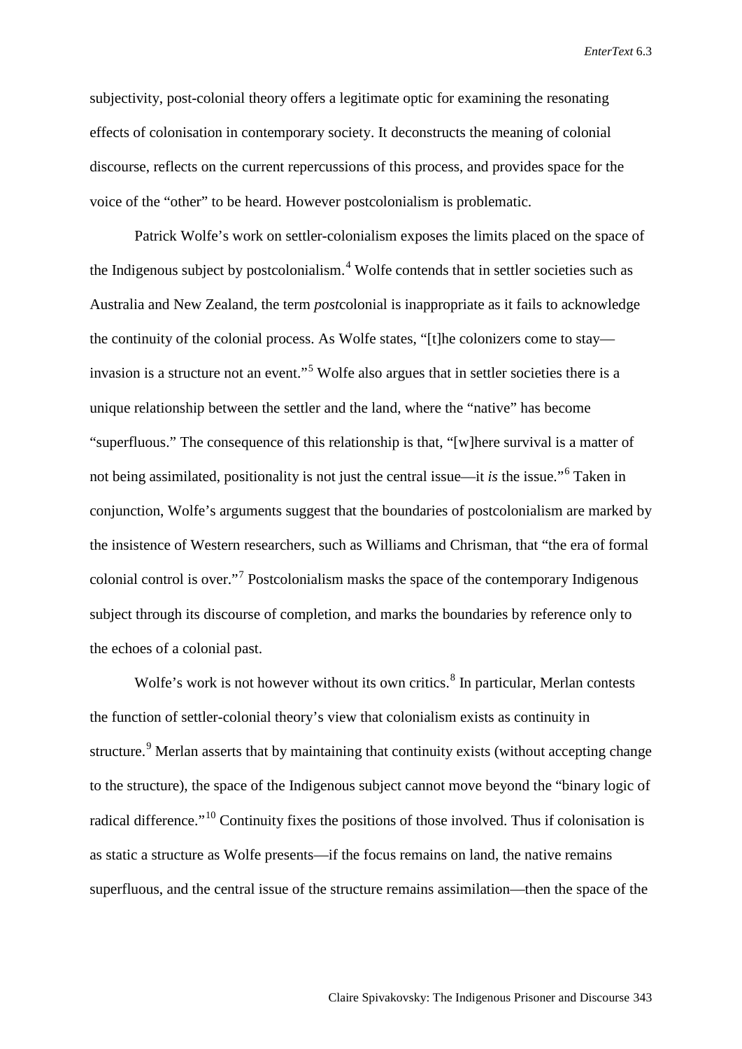subjectivity, post-colonial theory offers a legitimate optic for examining the resonating effects of colonisation in contemporary society. It deconstructs the meaning of colonial discourse, reflects on the current repercussions of this process, and provides space for the voice of the "other" to be heard. However postcolonialism is problematic.

Patrick Wolfe's work on settler-colonialism exposes the limits placed on the space of the Indigenous subject by postcolonialism.[4] Wolfe contends that in settler societies such as Australia and New Zealand, the term *post*colonial is inappropriate as it fails to acknowledge the continuity of the colonial process. As Wolfe states, "[t]he colonizers come to stay—invasion is a structure not an event."[5] Wolfe also argues that in settler societies there is a unique relationship between the settler and the land, where the "native" has become "superfluous." The consequence of this relationship is that, "[w]here survival is a matter of not being assimilated, positionality is not just the central issue—it *is* the issue."[6] Taken in conjunction, Wolfe's arguments suggest that the boundaries of postcolonialism are marked by the insistence of Western researchers, such as Williams and Chrisman, that "the era of formal colonial control is over."[7] Postcolonialism masks the space of the contemporary Indigenous subject through its discourse of completion, and marks the boundaries by reference only to the echoes of a colonial past.

Wolfe's work is not however without its own critics.[8] In particular, Merlan contests the function of settler-colonial theory's view that colonialism exists as continuity in structure.[9] Merlan asserts that by maintaining that continuity exists (without accepting change to the structure), the space of the Indigenous subject cannot move beyond the "binary logic of radical difference."[10] Continuity fixes the positions of those involved. Thus if colonisation is as static a structure as Wolfe presents—if the focus remains on land, the native remains superfluous, and the central issue of the structure remains assimilation—then the space of the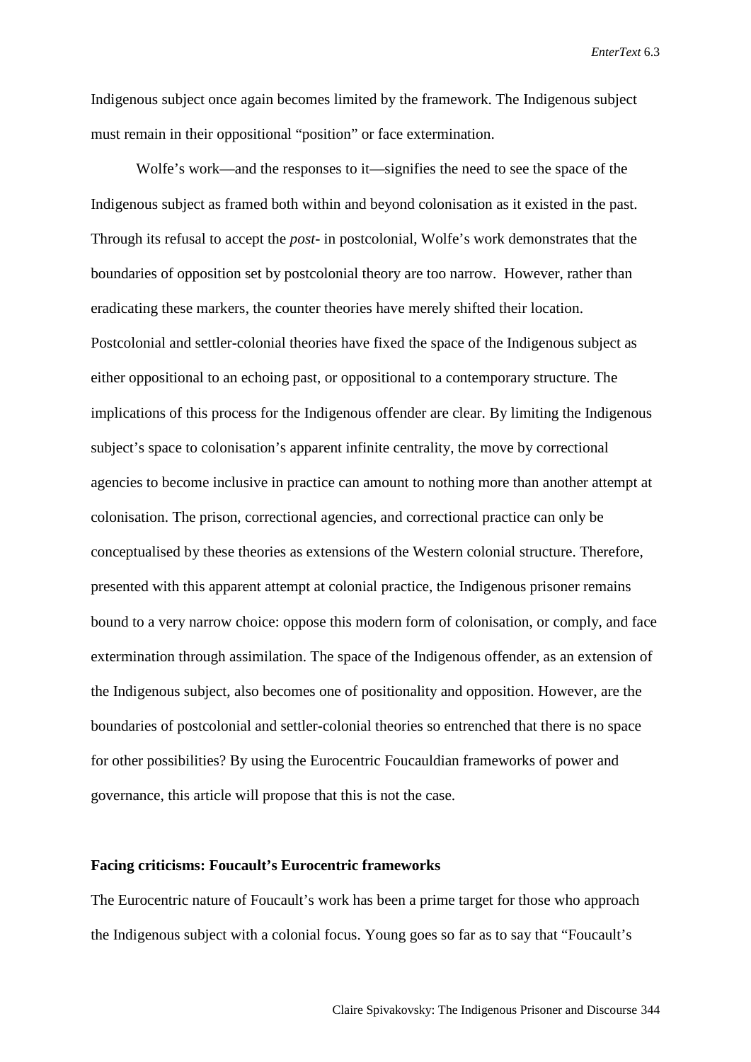Indigenous subject once again becomes limited by the framework. The Indigenous subject must remain in their oppositional "position" or face extermination.

Wolfe's work—and the responses to it—signifies the need to see the space of the Indigenous subject as framed both within and beyond colonisation as it existed in the past. Through its refusal to accept the *post-* in postcolonial, Wolfe's work demonstrates that the boundaries of opposition set by postcolonial theory are too narrow. However, rather than eradicating these markers, the counter theories have merely shifted their location. Postcolonial and settler-colonial theories have fixed the space of the Indigenous subject as either oppositional to an echoing past, or oppositional to a contemporary structure. The implications of this process for the Indigenous offender are clear. By limiting the Indigenous subject's space to colonisation's apparent infinite centrality, the move by correctional agencies to become inclusive in practice can amount to nothing more than another attempt at colonisation. The prison, correctional agencies, and correctional practice can only be conceptualised by these theories as extensions of the Western colonial structure. Therefore, presented with this apparent attempt at colonial practice, the Indigenous prisoner remains bound to a very narrow choice: oppose this modern form of colonisation, or comply, and face extermination through assimilation. The space of the Indigenous offender, as an extension of the Indigenous subject, also becomes one of positionality and opposition. However, are the boundaries of postcolonial and settler-colonial theories so entrenched that there is no space for other possibilities? By using the Eurocentric Foucauldian frameworks of power and governance, this article will propose that this is not the case.

**Facing criticisms: Foucault's Eurocentric frameworks**

The Eurocentric nature of Foucault's work has been a prime target for those who approach the Indigenous subject with a colonial focus. Young goes so far as to say that "Foucault's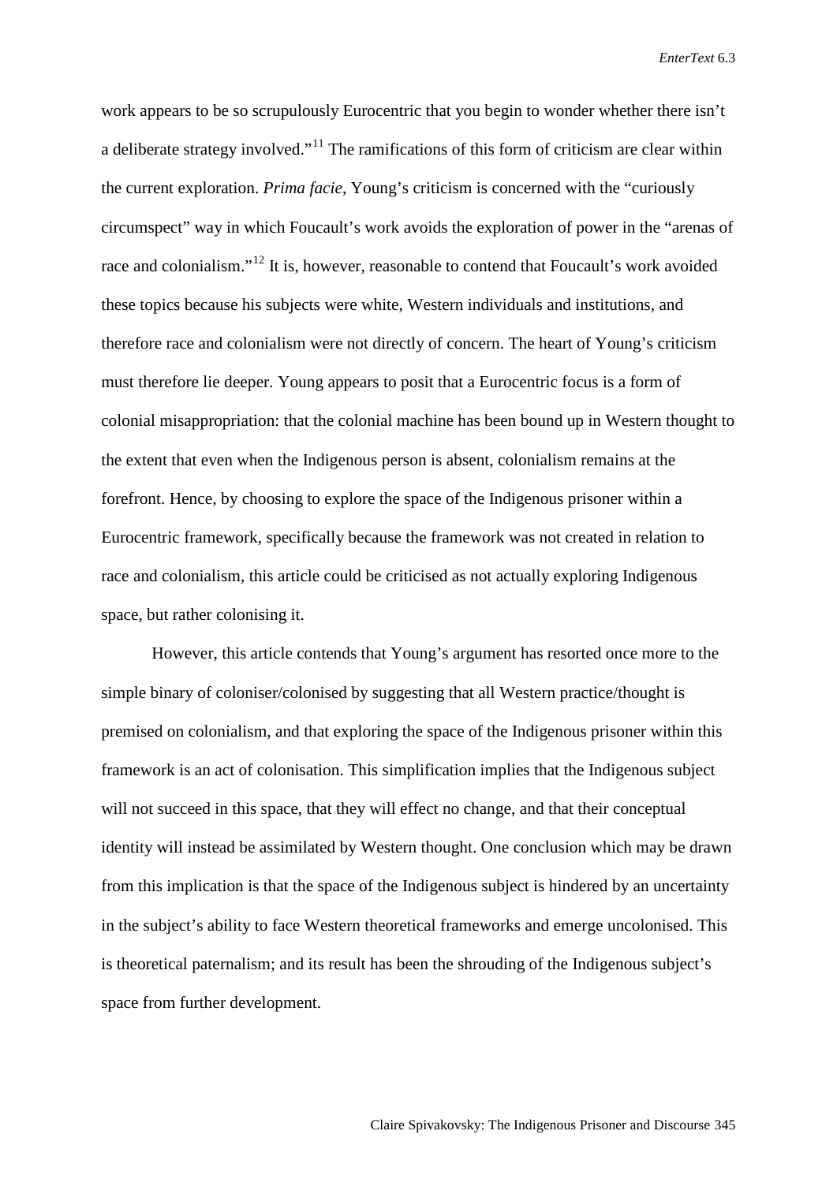work appears to be so scrupulously Eurocentric that you begin to wonder whether there isn't a deliberate strategy involved."[11] The ramifications of this form of criticism are clear within the current exploration. *Prima facie*, Young's criticism is concerned with the "curiously circumspect" way in which Foucault's work avoids the exploration of power in the "arenas of race and colonialism."[12] It is, however, reasonable to contend that Foucault's work avoided these topics because his subjects were white, Western individuals and institutions, and therefore race and colonialism were not directly of concern. The heart of Young's criticism must therefore lie deeper. Young appears to posit that a Eurocentric focus is a form of colonial misappropriation: that the colonial machine has been bound up in Western thought to the extent that even when the Indigenous person is absent, colonialism remains at the forefront. Hence, by choosing to explore the space of the Indigenous prisoner within a Eurocentric framework, specifically because the framework was not created in relation to race and colonialism, this article could be criticised as not actually exploring Indigenous space, but rather colonising it.

However, this article contends that Young's argument has resorted once more to the simple binary of coloniser/colonised by suggesting that all Western practice/thought is premised on colonialism, and that exploring the space of the Indigenous prisoner within this framework is an act of colonisation. This simplification implies that the Indigenous subject will not succeed in this space, that they will effect no change, and that their conceptual identity will instead be assimilated by Western thought. One conclusion which may be drawn from this implication is that the space of the Indigenous subject is hindered by an uncertainty in the subject's ability to face Western theoretical frameworks and emerge uncolonised. This is theoretical paternalism; and its result has been the shrouding of the Indigenous subject's space from further development.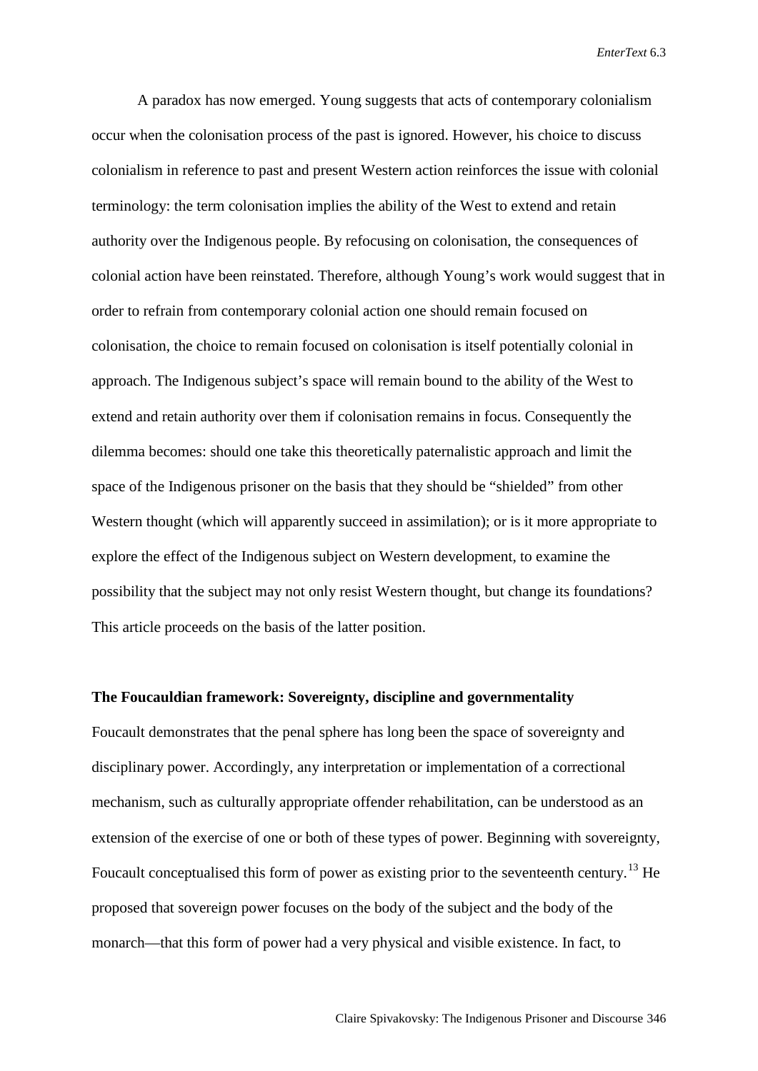A paradox has now emerged. Young suggests that acts of contemporary colonialism occur when the colonisation process of the past is ignored. However, his choice to discuss colonialism in reference to past and present Western action reinforces the issue with colonial terminology: the term colonisation implies the ability of the West to extend and retain authority over the Indigenous people. By refocusing on colonisation, the consequences of colonial action have been reinstated. Therefore, although Young's work would suggest that in order to refrain from contemporary colonial action one should remain focused on colonisation, the choice to remain focused on colonisation is itself potentially colonial in approach. The Indigenous subject's space will remain bound to the ability of the West to extend and retain authority over them if colonisation remains in focus. Consequently the dilemma becomes: should one take this theoretically paternalistic approach and limit the space of the Indigenous prisoner on the basis that they should be "shielded" from other Western thought (which will apparently succeed in assimilation); or is it more appropriate to explore the effect of the Indigenous subject on Western development, to examine the possibility that the subject may not only resist Western thought, but change its foundations? This article proceeds on the basis of the latter position.

**The Foucauldian framework: Sovereignty, discipline and governmentality**

Foucault demonstrates that the penal sphere has long been the space of sovereignty and disciplinary power. Accordingly, any interpretation or implementation of a correctional mechanism, such as culturally appropriate offender rehabilitation, can be understood as an extension of the exercise of one or both of these types of power. Beginning with sovereignty, Foucault conceptualised this form of power as existing prior to the seventeenth century.[13] He proposed that sovereign power focuses on the body of the subject and the body of the monarch—that this form of power had a very physical and visible existence. In fact, to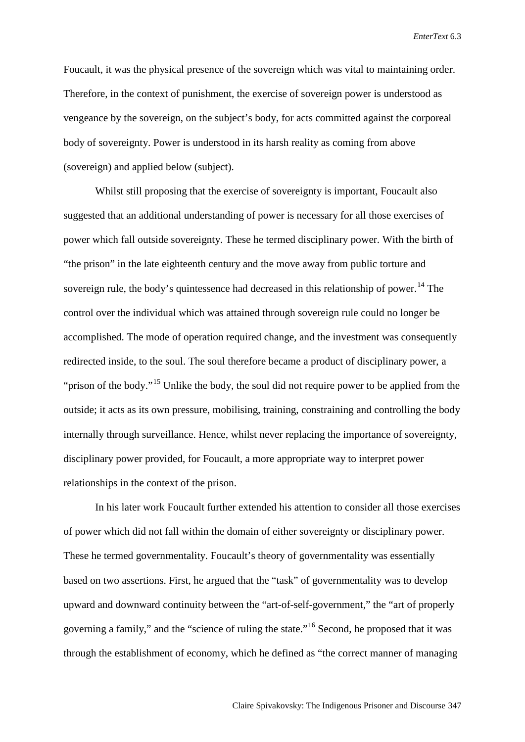Foucault, it was the physical presence of the sovereign which was vital to maintaining order. Therefore, in the context of punishment, the exercise of sovereign power is understood as vengeance by the sovereign, on the subject's body, for acts committed against the corporeal body of sovereignty. Power is understood in its harsh reality as coming from above (sovereign) and applied below (subject).

Whilst still proposing that the exercise of sovereignty is important, Foucault also suggested that an additional understanding of power is necessary for all those exercises of power which fall outside sovereignty. These he termed disciplinary power. With the birth of "the prison" in the late eighteenth century and the move away from public torture and sovereign rule, the body's quintessence had decreased in this relationship of power.[14] The control over the individual which was attained through sovereign rule could no longer be accomplished. The mode of operation required change, and the investment was consequently redirected inside, to the soul. The soul therefore became a product of disciplinary power, a "prison of the body."[15] Unlike the body, the soul did not require power to be applied from the outside; it acts as its own pressure, mobilising, training, constraining and controlling the body internally through surveillance. Hence, whilst never replacing the importance of sovereignty, disciplinary power provided, for Foucault, a more appropriate way to interpret power relationships in the context of the prison.

In his later work Foucault further extended his attention to consider all those exercises of power which did not fall within the domain of either sovereignty or disciplinary power. These he termed governmentality. Foucault's theory of governmentality was essentially based on two assertions. First, he argued that the "task" of governmentality was to develop upward and downward continuity between the "art-of-self-government," the "art of properly governing a family," and the "science of ruling the state."[16] Second, he proposed that it was through the establishment of economy, which he defined as "the correct manner of managing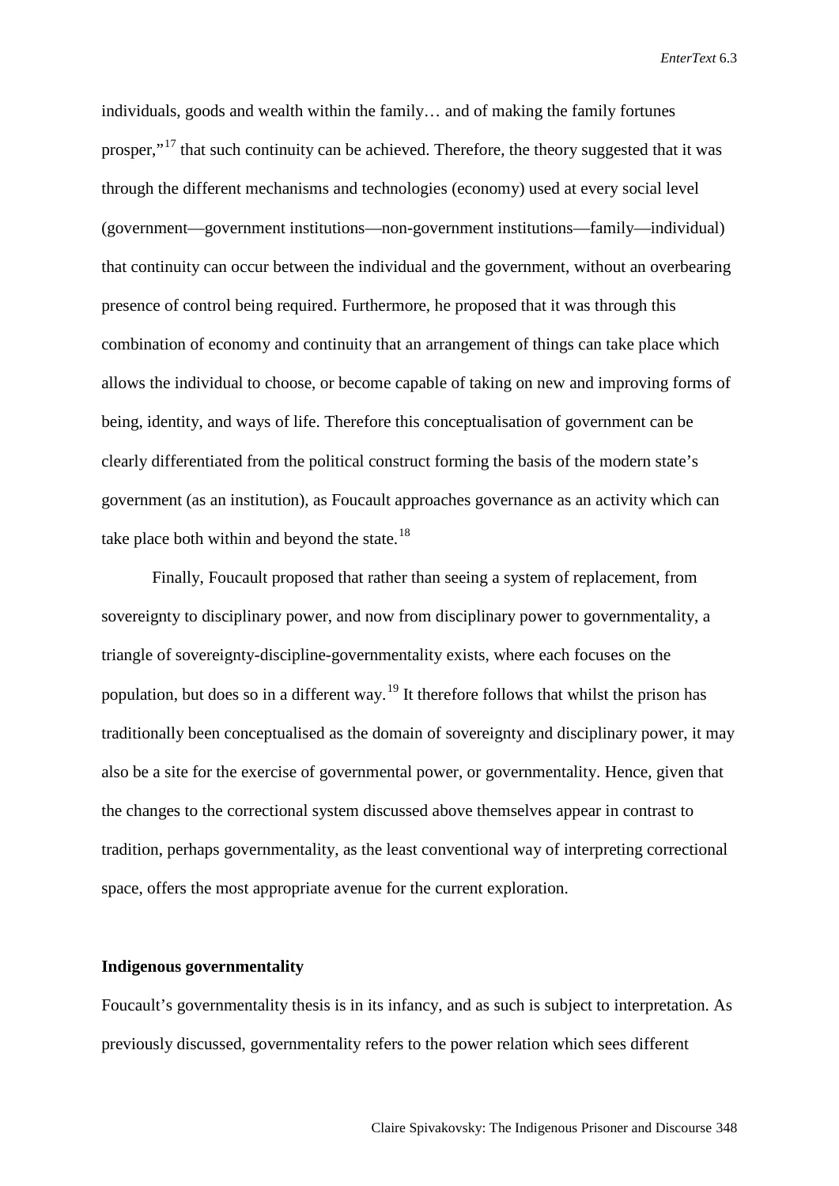individuals, goods and wealth within the family… and of making the family fortunes prosper,"[17] that such continuity can be achieved. Therefore, the theory suggested that it was through the different mechanisms and technologies (economy) used at every social level (government—government institutions—non-government institutions—family—individual) that continuity can occur between the individual and the government, without an overbearing presence of control being required. Furthermore, he proposed that it was through this combination of economy and continuity that an arrangement of things can take place which allows the individual to choose, or become capable of taking on new and improving forms of being, identity, and ways of life. Therefore this conceptualisation of government can be clearly differentiated from the political construct forming the basis of the modern state's government (as an institution), as Foucault approaches governance as an activity which can take place both within and beyond the state.[18]

Finally, Foucault proposed that rather than seeing a system of replacement, from sovereignty to disciplinary power, and now from disciplinary power to governmentality, a triangle of sovereignty-discipline-governmentality exists, where each focuses on the population, but does so in a different way.[19] It therefore follows that whilst the prison has traditionally been conceptualised as the domain of sovereignty and disciplinary power, it may also be a site for the exercise of governmental power, or governmentality. Hence, given that the changes to the correctional system discussed above themselves appear in contrast to tradition, perhaps governmentality, as the least conventional way of interpreting correctional space, offers the most appropriate avenue for the current exploration.

**Indigenous governmentality**

Foucault's governmentality thesis is in its infancy, and as such is subject to interpretation. As previously discussed, governmentality refers to the power relation which sees different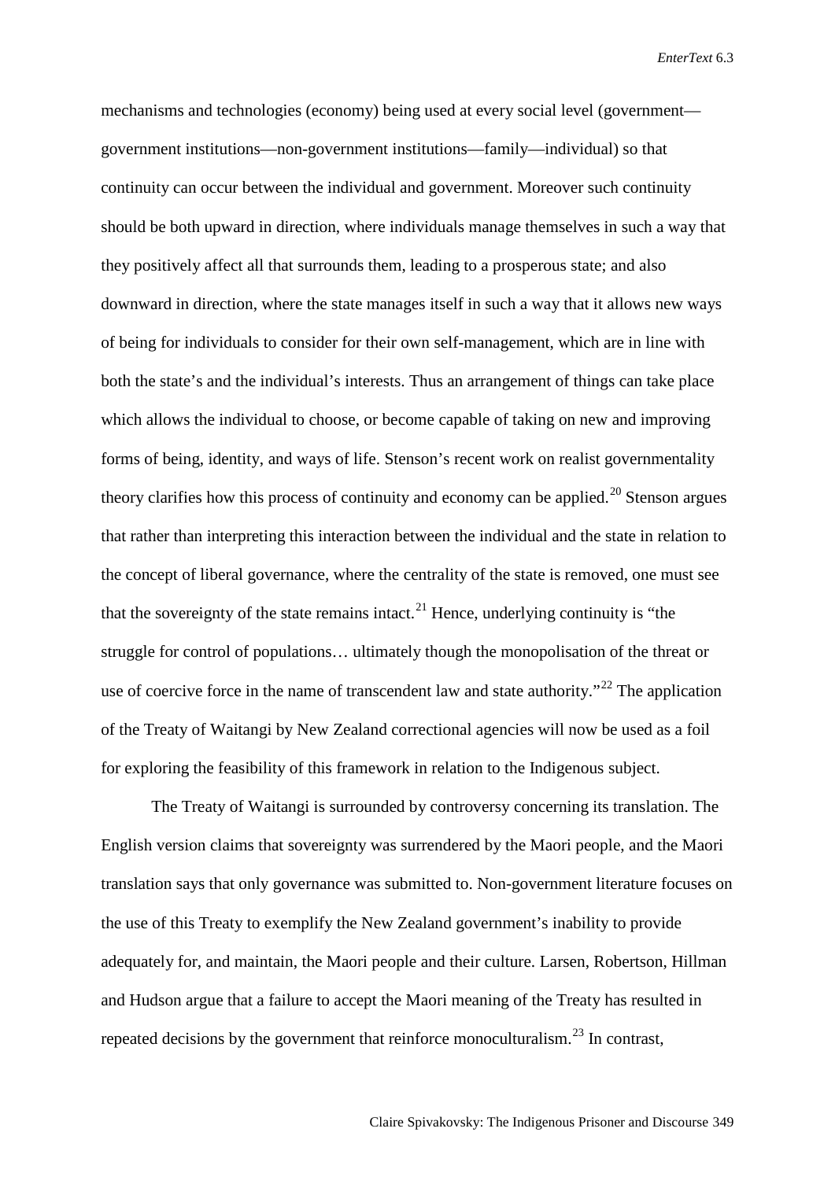mechanisms and technologies (economy) being used at every social level (government—government institutions—non-government institutions—family—individual) so that continuity can occur between the individual and government. Moreover such continuity should be both upward in direction, where individuals manage themselves in such a way that they positively affect all that surrounds them, leading to a prosperous state; and also downward in direction, where the state manages itself in such a way that it allows new ways of being for individuals to consider for their own self-management, which are in line with both the state's and the individual's interests. Thus an arrangement of things can take place which allows the individual to choose, or become capable of taking on new and improving forms of being, identity, and ways of life. Stenson's recent work on realist governmentality theory clarifies how this process of continuity and economy can be applied.[20] Stenson argues that rather than interpreting this interaction between the individual and the state in relation to the concept of liberal governance, where the centrality of the state is removed, one must see that the sovereignty of the state remains intact.[21] Hence, underlying continuity is "the struggle for control of populations… ultimately though the monopolisation of the threat or use of coercive force in the name of transcendent law and state authority."[22] The application of the Treaty of Waitangi by New Zealand correctional agencies will now be used as a foil for exploring the feasibility of this framework in relation to the Indigenous subject.

The Treaty of Waitangi is surrounded by controversy concerning its translation. The English version claims that sovereignty was surrendered by the Maori people, and the Maori translation says that only governance was submitted to. Non-government literature focuses on the use of this Treaty to exemplify the New Zealand government's inability to provide adequately for, and maintain, the Maori people and their culture. Larsen, Robertson, Hillman and Hudson argue that a failure to accept the Maori meaning of the Treaty has resulted in repeated decisions by the government that reinforce monoculturalism.[23] In contrast,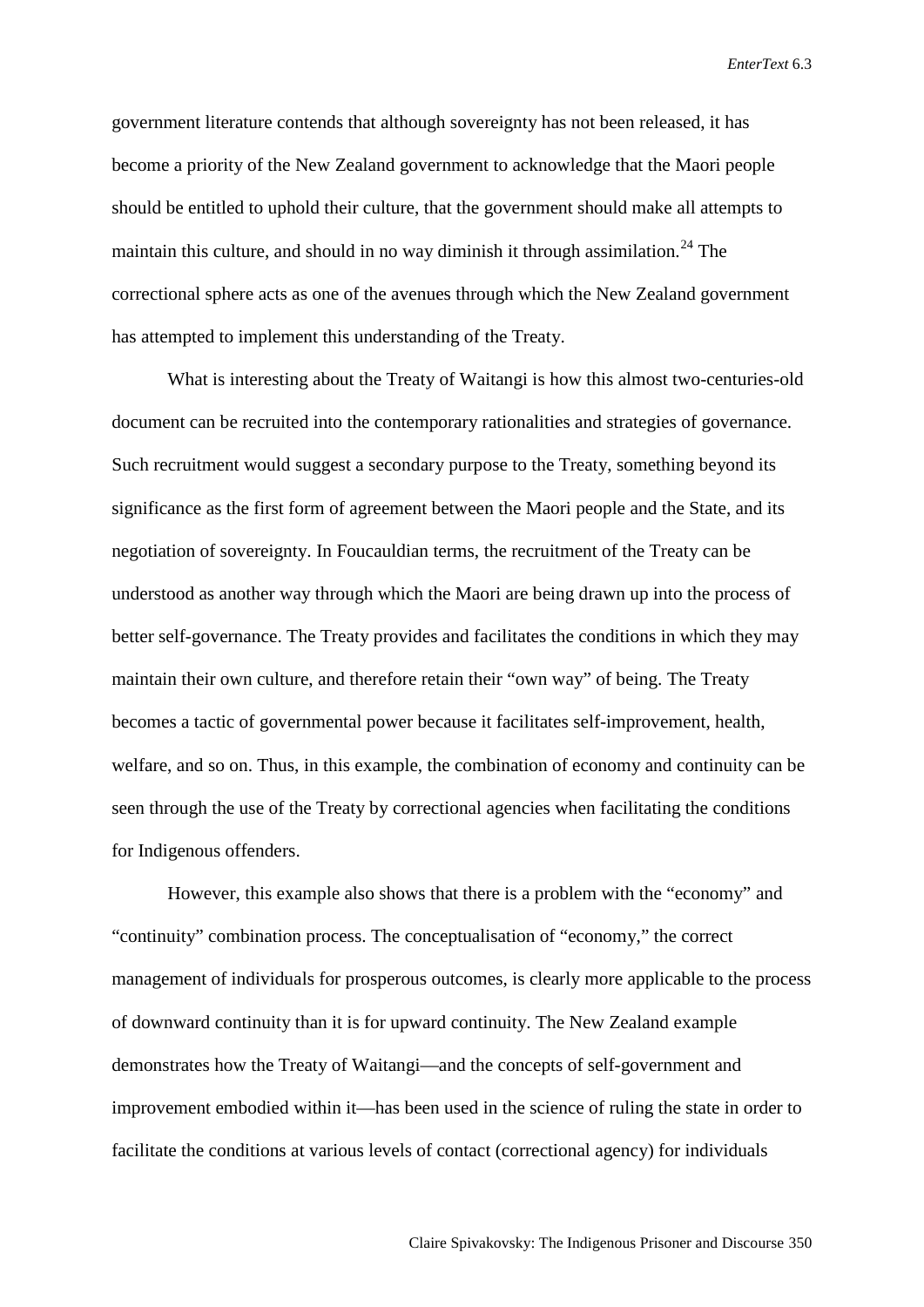government literature contends that although sovereignty has not been released, it has become a priority of the New Zealand government to acknowledge that the Maori people should be entitled to uphold their culture, that the government should make all attempts to maintain this culture, and should in no way diminish it through assimilation.[24] The correctional sphere acts as one of the avenues through which the New Zealand government has attempted to implement this understanding of the Treaty.

What is interesting about the Treaty of Waitangi is how this almost two-centuries-old document can be recruited into the contemporary rationalities and strategies of governance. Such recruitment would suggest a secondary purpose to the Treaty, something beyond its significance as the first form of agreement between the Maori people and the State, and its negotiation of sovereignty. In Foucauldian terms, the recruitment of the Treaty can be understood as another way through which the Maori are being drawn up into the process of better self-governance. The Treaty provides and facilitates the conditions in which they may maintain their own culture, and therefore retain their "own way" of being. The Treaty becomes a tactic of governmental power because it facilitates self-improvement, health, welfare, and so on. Thus, in this example, the combination of economy and continuity can be seen through the use of the Treaty by correctional agencies when facilitating the conditions for Indigenous offenders.

However, this example also shows that there is a problem with the "economy" and "continuity" combination process. The conceptualisation of "economy," the correct management of individuals for prosperous outcomes, is clearly more applicable to the process of downward continuity than it is for upward continuity. The New Zealand example demonstrates how the Treaty of Waitangi—and the concepts of self-government and improvement embodied within it—has been used in the science of ruling the state in order to facilitate the conditions at various levels of contact (correctional agency) for individuals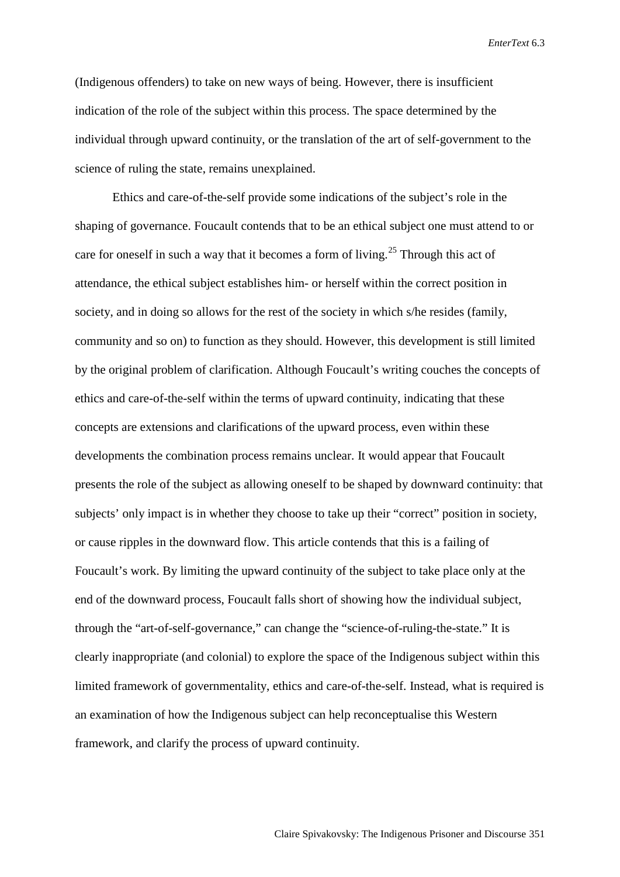(Indigenous offenders) to take on new ways of being. However, there is insufficient indication of the role of the subject within this process. The space determined by the individual through upward continuity, or the translation of the art of self-government to the science of ruling the state, remains unexplained.

Ethics and care-of-the-self provide some indications of the subject's role in the shaping of governance. Foucault contends that to be an ethical subject one must attend to or care for oneself in such a way that it becomes a form of living.[25] Through this act of attendance, the ethical subject establishes him- or herself within the correct position in society, and in doing so allows for the rest of the society in which s/he resides (family, community and so on) to function as they should. However, this development is still limited by the original problem of clarification. Although Foucault's writing couches the concepts of ethics and care-of-the-self within the terms of upward continuity, indicating that these concepts are extensions and clarifications of the upward process, even within these developments the combination process remains unclear. It would appear that Foucault presents the role of the subject as allowing oneself to be shaped by downward continuity: that subjects' only impact is in whether they choose to take up their "correct" position in society, or cause ripples in the downward flow. This article contends that this is a failing of Foucault's work. By limiting the upward continuity of the subject to take place only at the end of the downward process, Foucault falls short of showing how the individual subject, through the "art-of-self-governance," can change the "science-of-ruling-the-state." It is clearly inappropriate (and colonial) to explore the space of the Indigenous subject within this limited framework of governmentality, ethics and care-of-the-self. Instead, what is required is an examination of how the Indigenous subject can help reconceptualise this Western framework, and clarify the process of upward continuity.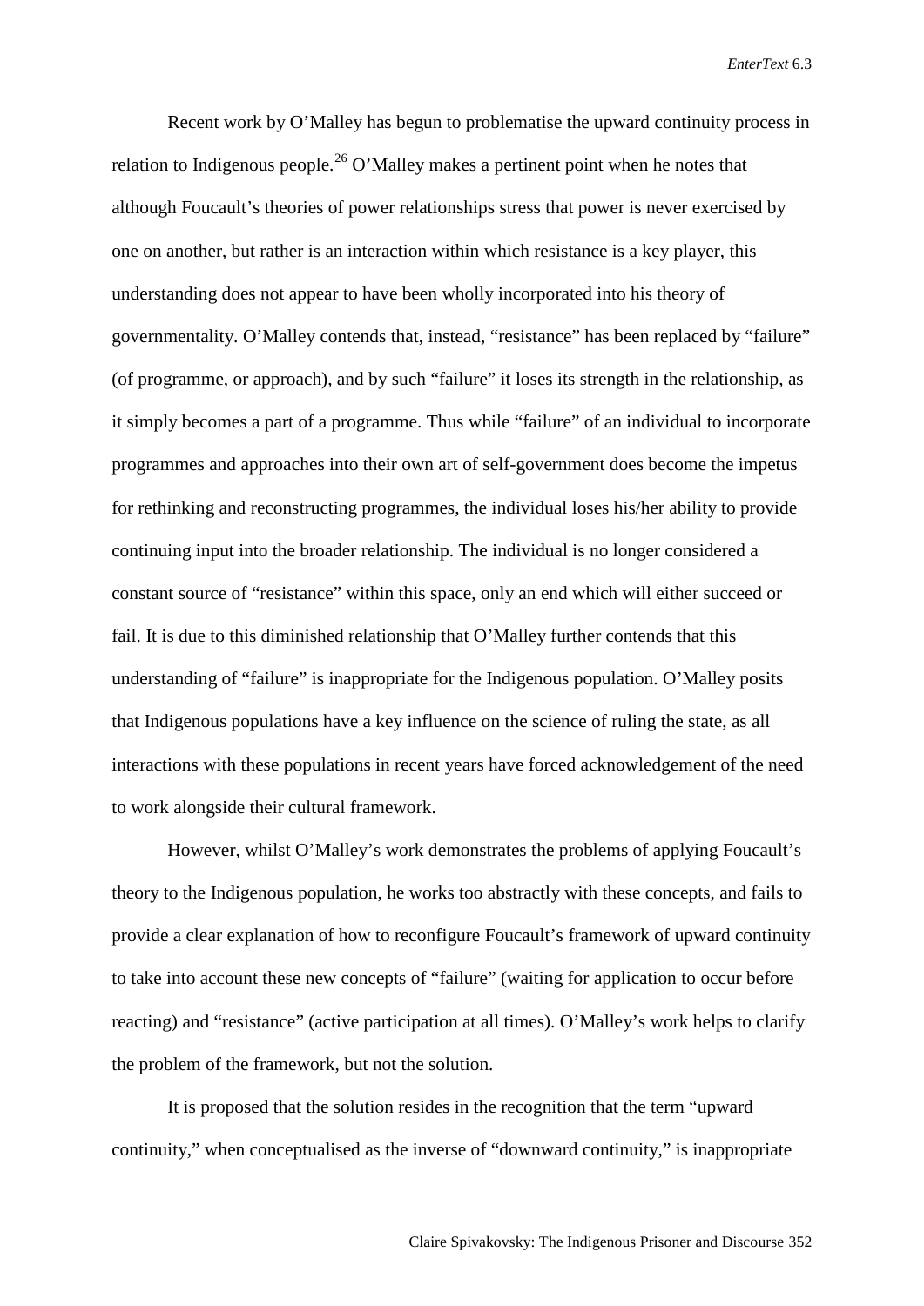Recent work by O'Malley has begun to problematise the upward continuity process in relation to Indigenous people.[26] O'Malley makes a pertinent point when he notes that although Foucault's theories of power relationships stress that power is never exercised by one on another, but rather is an interaction within which resistance is a key player, this understanding does not appear to have been wholly incorporated into his theory of governmentality. O'Malley contends that, instead, "resistance" has been replaced by "failure" (of programme, or approach), and by such "failure" it loses its strength in the relationship, as it simply becomes a part of a programme. Thus while "failure" of an individual to incorporate programmes and approaches into their own art of self-government does become the impetus for rethinking and reconstructing programmes, the individual loses his/her ability to provide continuing input into the broader relationship. The individual is no longer considered a constant source of "resistance" within this space, only an end which will either succeed or fail. It is due to this diminished relationship that O'Malley further contends that this understanding of "failure" is inappropriate for the Indigenous population. O'Malley posits that Indigenous populations have a key influence on the science of ruling the state, as all interactions with these populations in recent years have forced acknowledgement of the need to work alongside their cultural framework.

However, whilst O'Malley's work demonstrates the problems of applying Foucault's theory to the Indigenous population, he works too abstractly with these concepts, and fails to provide a clear explanation of how to reconfigure Foucault's framework of upward continuity to take into account these new concepts of "failure" (waiting for application to occur before reacting) and "resistance" (active participation at all times). O'Malley's work helps to clarify the problem of the framework, but not the solution.

It is proposed that the solution resides in the recognition that the term "upward continuity," when conceptualised as the inverse of "downward continuity," is inappropriate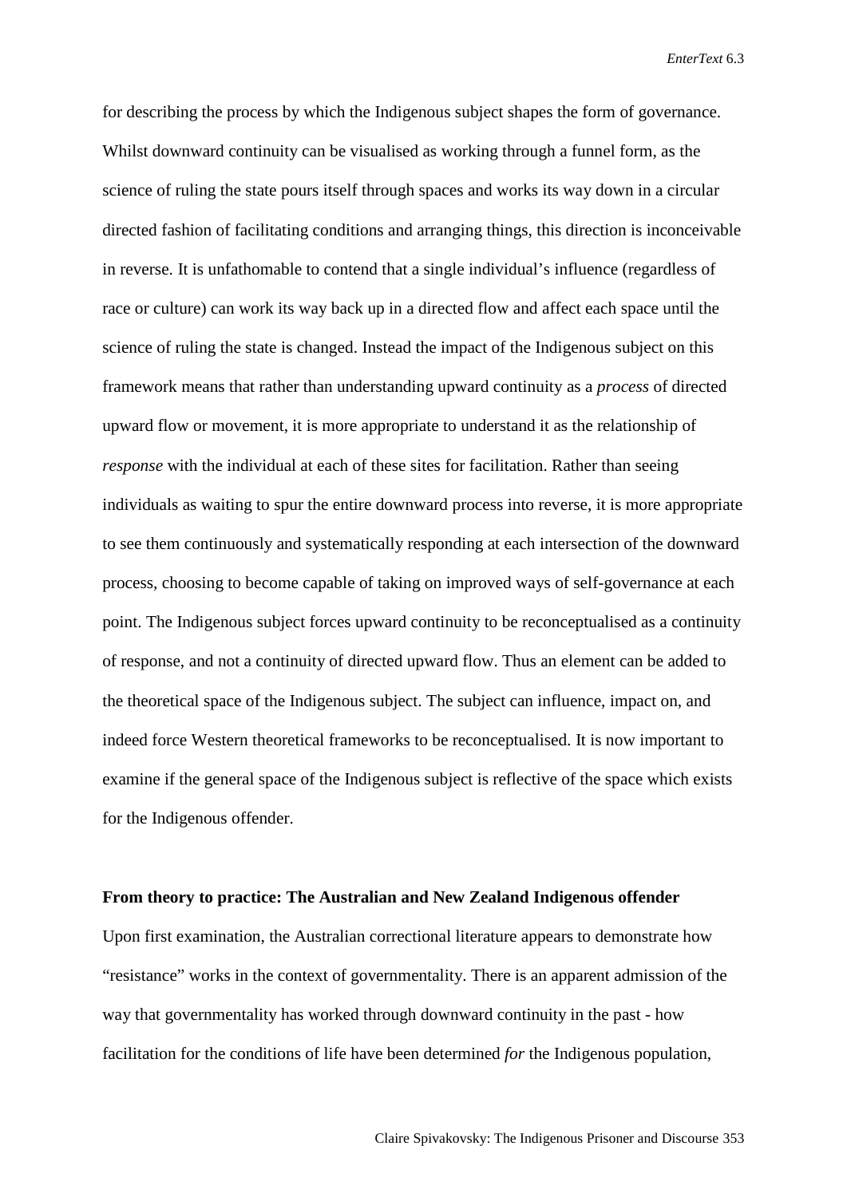for describing the process by which the Indigenous subject shapes the form of governance. Whilst downward continuity can be visualised as working through a funnel form, as the science of ruling the state pours itself through spaces and works its way down in a circular directed fashion of facilitating conditions and arranging things, this direction is inconceivable in reverse. It is unfathomable to contend that a single individual's influence (regardless of race or culture) can work its way back up in a directed flow and affect each space until the science of ruling the state is changed. Instead the impact of the Indigenous subject on this framework means that rather than understanding upward continuity as a *process* of directed upward flow or movement, it is more appropriate to understand it as the relationship of *response* with the individual at each of these sites for facilitation. Rather than seeing individuals as waiting to spur the entire downward process into reverse, it is more appropriate to see them continuously and systematically responding at each intersection of the downward process, choosing to become capable of taking on improved ways of self-governance at each point. The Indigenous subject forces upward continuity to be reconceptualised as a continuity of response, and not a continuity of directed upward flow. Thus an element can be added to the theoretical space of the Indigenous subject. The subject can influence, impact on, and indeed force Western theoretical frameworks to be reconceptualised. It is now important to examine if the general space of the Indigenous subject is reflective of the space which exists for the Indigenous offender.

**From theory to practice: The Australian and New Zealand Indigenous offender**

Upon first examination, the Australian correctional literature appears to demonstrate how "resistance" works in the context of governmentality. There is an apparent admission of the way that governmentality has worked through downward continuity in the past - how facilitation for the conditions of life have been determined *for* the Indigenous population,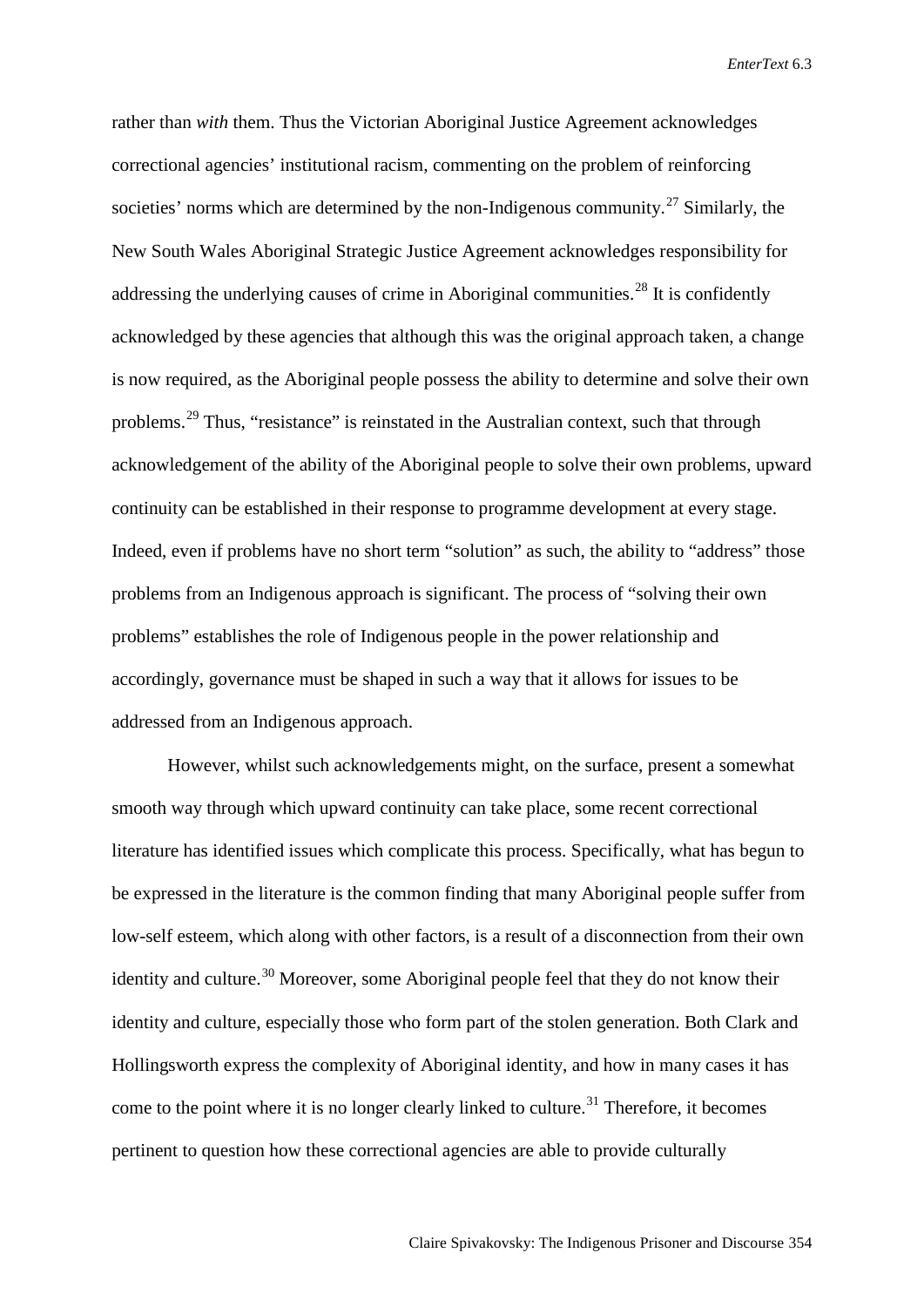rather than *with* them. Thus the Victorian Aboriginal Justice Agreement acknowledges correctional agencies' institutional racism, commenting on the problem of reinforcing societies' norms which are determined by the non-Indigenous community.[27] Similarly, the New South Wales Aboriginal Strategic Justice Agreement acknowledges responsibility for addressing the underlying causes of crime in Aboriginal communities.[28] It is confidently acknowledged by these agencies that although this was the original approach taken, a change is now required, as the Aboriginal people possess the ability to determine and solve their own problems.[29] Thus, "resistance" is reinstated in the Australian context, such that through acknowledgement of the ability of the Aboriginal people to solve their own problems, upward continuity can be established in their response to programme development at every stage. Indeed, even if problems have no short term "solution" as such, the ability to "address" those problems from an Indigenous approach is significant. The process of "solving their own problems" establishes the role of Indigenous people in the power relationship and accordingly, governance must be shaped in such a way that it allows for issues to be addressed from an Indigenous approach.

However, whilst such acknowledgements might, on the surface, present a somewhat smooth way through which upward continuity can take place, some recent correctional literature has identified issues which complicate this process. Specifically, what has begun to be expressed in the literature is the common finding that many Aboriginal people suffer from low-self esteem, which along with other factors, is a result of a disconnection from their own identity and culture.[30] Moreover, some Aboriginal people feel that they do not know their identity and culture, especially those who form part of the stolen generation. Both Clark and Hollingsworth express the complexity of Aboriginal identity, and how in many cases it has come to the point where it is no longer clearly linked to culture.[31] Therefore, it becomes pertinent to question how these correctional agencies are able to provide culturally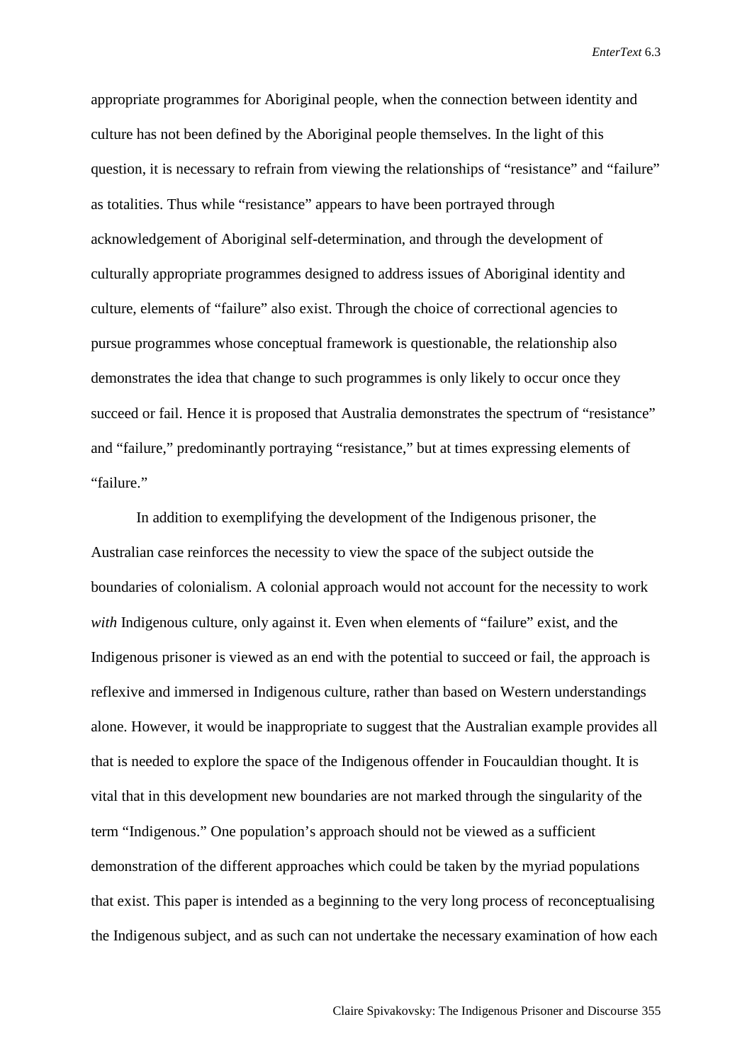appropriate programmes for Aboriginal people, when the connection between identity and culture has not been defined by the Aboriginal people themselves. In the light of this question, it is necessary to refrain from viewing the relationships of "resistance" and "failure" as totalities. Thus while "resistance" appears to have been portrayed through acknowledgement of Aboriginal self-determination, and through the development of culturally appropriate programmes designed to address issues of Aboriginal identity and culture, elements of "failure" also exist. Through the choice of correctional agencies to pursue programmes whose conceptual framework is questionable, the relationship also demonstrates the idea that change to such programmes is only likely to occur once they succeed or fail. Hence it is proposed that Australia demonstrates the spectrum of "resistance" and "failure," predominantly portraying "resistance," but at times expressing elements of "failure."

In addition to exemplifying the development of the Indigenous prisoner, the Australian case reinforces the necessity to view the space of the subject outside the boundaries of colonialism. A colonial approach would not account for the necessity to work *with* Indigenous culture, only against it. Even when elements of "failure" exist, and the Indigenous prisoner is viewed as an end with the potential to succeed or fail, the approach is reflexive and immersed in Indigenous culture, rather than based on Western understandings alone. However, it would be inappropriate to suggest that the Australian example provides all that is needed to explore the space of the Indigenous offender in Foucauldian thought. It is vital that in this development new boundaries are not marked through the singularity of the term "Indigenous." One population's approach should not be viewed as a sufficient demonstration of the different approaches which could be taken by the myriad populations that exist. This paper is intended as a beginning to the very long process of reconceptualising the Indigenous subject, and as such can not undertake the necessary examination of how each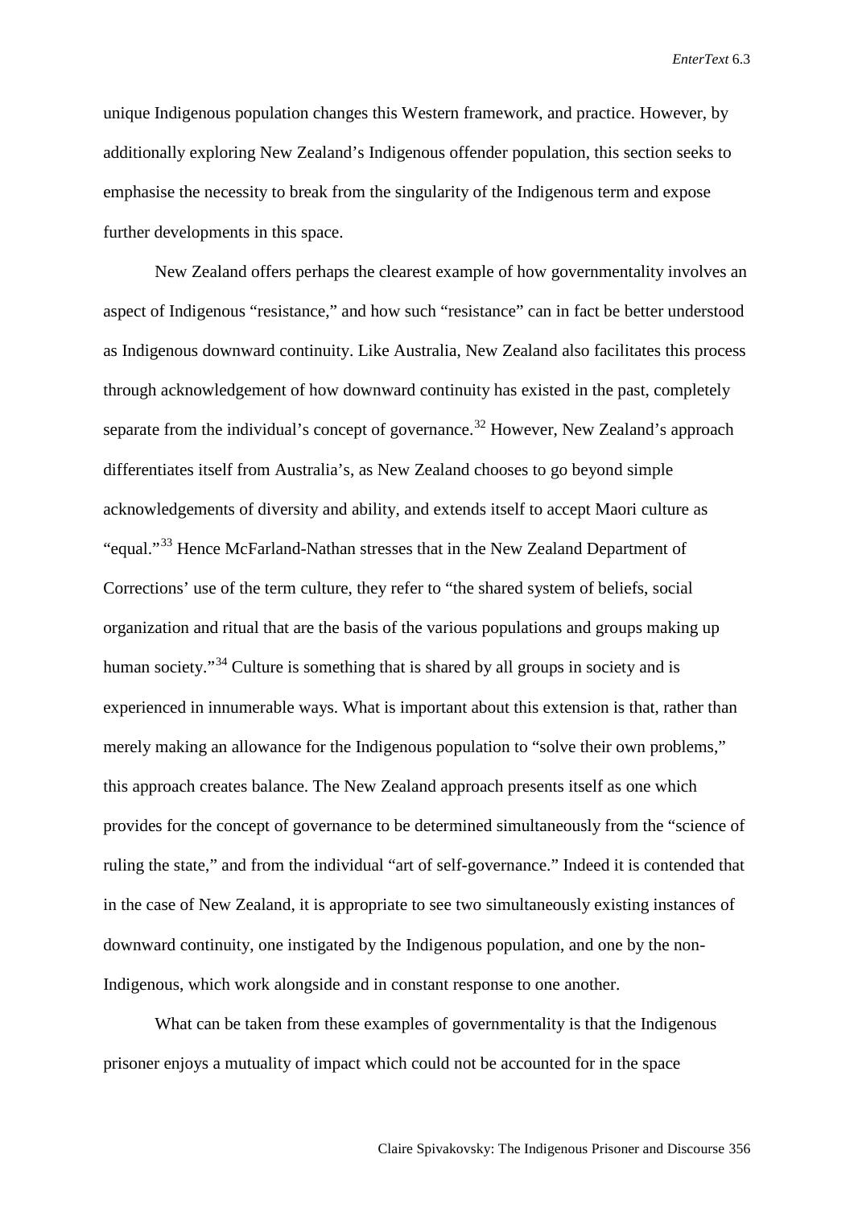unique Indigenous population changes this Western framework, and practice. However, by additionally exploring New Zealand's Indigenous offender population, this section seeks to emphasise the necessity to break from the singularity of the Indigenous term and expose further developments in this space.

New Zealand offers perhaps the clearest example of how governmentality involves an aspect of Indigenous "resistance," and how such "resistance" can in fact be better understood as Indigenous downward continuity. Like Australia, New Zealand also facilitates this process through acknowledgement of how downward continuity has existed in the past, completely separate from the individual's concept of governance.[32] However, New Zealand's approach differentiates itself from Australia's, as New Zealand chooses to go beyond simple acknowledgements of diversity and ability, and extends itself to accept Maori culture as "equal."[33] Hence McFarland-Nathan stresses that in the New Zealand Department of Corrections' use of the term culture, they refer to "the shared system of beliefs, social organization and ritual that are the basis of the various populations and groups making up human society."[34] Culture is something that is shared by all groups in society and is experienced in innumerable ways. What is important about this extension is that, rather than merely making an allowance for the Indigenous population to "solve their own problems," this approach creates balance. The New Zealand approach presents itself as one which provides for the concept of governance to be determined simultaneously from the "science of ruling the state," and from the individual "art of self-governance." Indeed it is contended that in the case of New Zealand, it is appropriate to see two simultaneously existing instances of downward continuity, one instigated by the Indigenous population, and one by the non-Indigenous, which work alongside and in constant response to one another.

What can be taken from these examples of governmentality is that the Indigenous prisoner enjoys a mutuality of impact which could not be accounted for in the space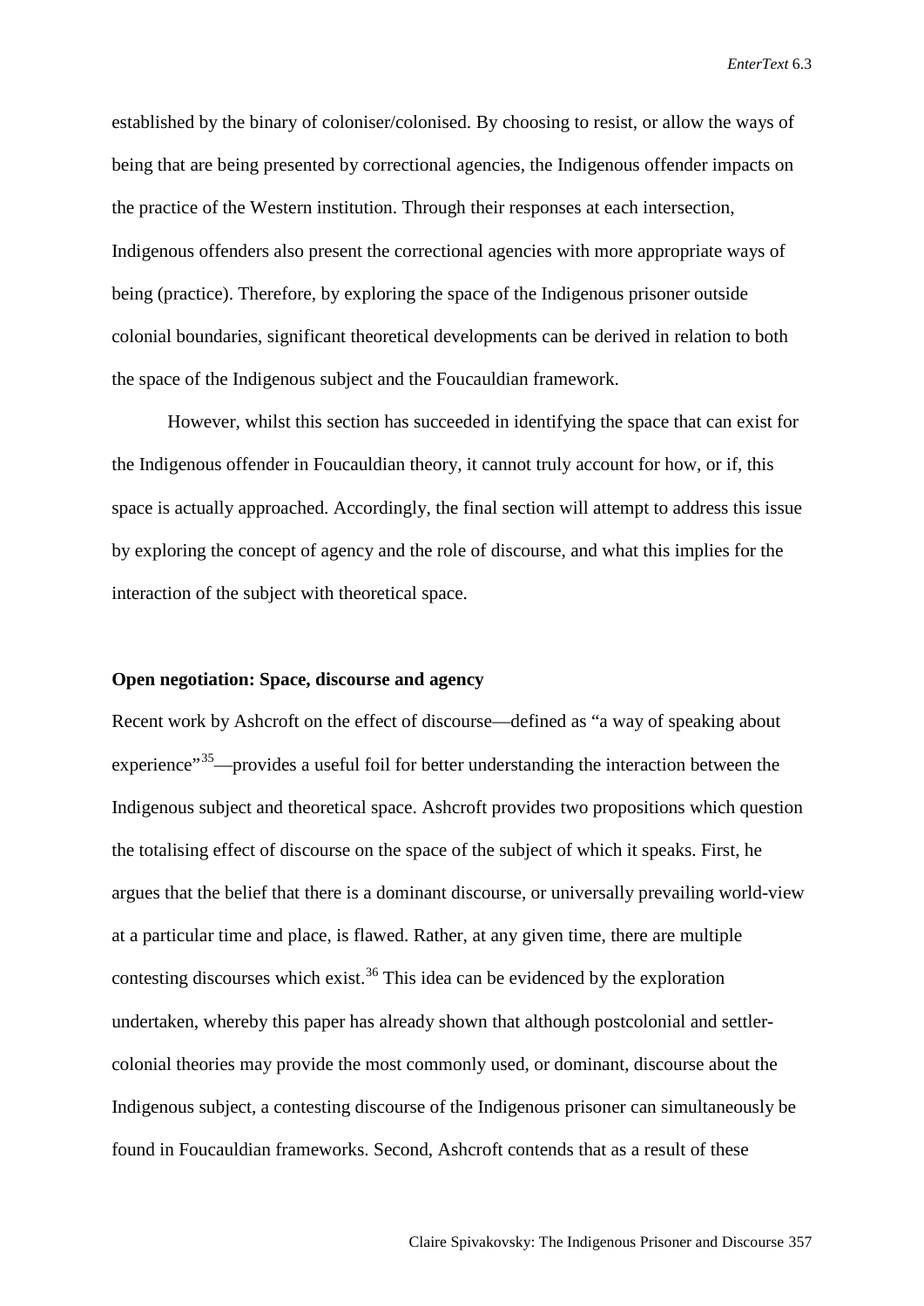established by the binary of coloniser/colonised. By choosing to resist, or allow the ways of being that are being presented by correctional agencies, the Indigenous offender impacts on the practice of the Western institution. Through their responses at each intersection, Indigenous offenders also present the correctional agencies with more appropriate ways of being (practice). Therefore, by exploring the space of the Indigenous prisoner outside colonial boundaries, significant theoretical developments can be derived in relation to both the space of the Indigenous subject and the Foucauldian framework.

However, whilst this section has succeeded in identifying the space that can exist for the Indigenous offender in Foucauldian theory, it cannot truly account for how, or if, this space is actually approached. Accordingly, the final section will attempt to address this issue by exploring the concept of agency and the role of discourse, and what this implies for the interaction of the subject with theoretical space.

**Open negotiation: Space, discourse and agency**

Recent work by Ashcroft on the effect of discourse—defined as "a way of speaking about experience"[35]—provides a useful foil for better understanding the interaction between the Indigenous subject and theoretical space. Ashcroft provides two propositions which question the totalising effect of discourse on the space of the subject of which it speaks. First, he argues that the belief that there is a dominant discourse, or universally prevailing world-view at a particular time and place, is flawed. Rather, at any given time, there are multiple contesting discourses which exist.[36] This idea can be evidenced by the exploration undertaken, whereby this paper has already shown that although postcolonial and settler-colonial theories may provide the most commonly used, or dominant, discourse about the Indigenous subject, a contesting discourse of the Indigenous prisoner can simultaneously be found in Foucauldian frameworks. Second, Ashcroft contends that as a result of these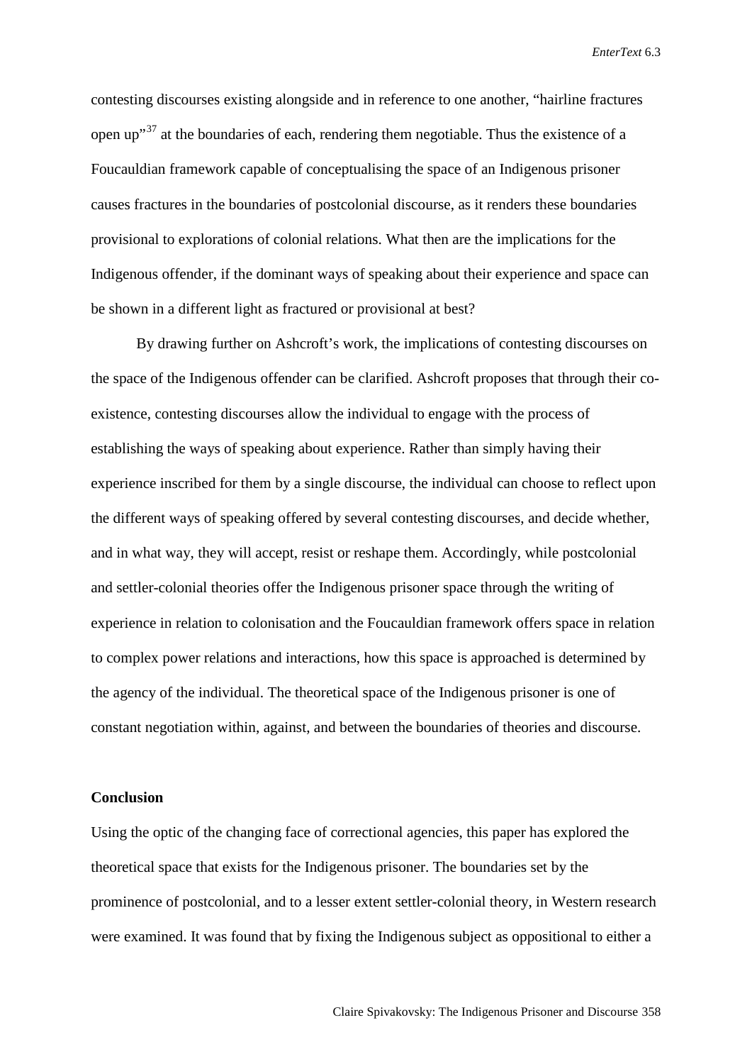contesting discourses existing alongside and in reference to one another, "hairline fractures open up"[37] at the boundaries of each, rendering them negotiable. Thus the existence of a Foucauldian framework capable of conceptualising the space of an Indigenous prisoner causes fractures in the boundaries of postcolonial discourse, as it renders these boundaries provisional to explorations of colonial relations. What then are the implications for the Indigenous offender, if the dominant ways of speaking about their experience and space can be shown in a different light as fractured or provisional at best?

By drawing further on Ashcroft's work, the implications of contesting discourses on the space of the Indigenous offender can be clarified. Ashcroft proposes that through their co-existence, contesting discourses allow the individual to engage with the process of establishing the ways of speaking about experience. Rather than simply having their experience inscribed for them by a single discourse, the individual can choose to reflect upon the different ways of speaking offered by several contesting discourses, and decide whether, and in what way, they will accept, resist or reshape them. Accordingly, while postcolonial and settler-colonial theories offer the Indigenous prisoner space through the writing of experience in relation to colonisation and the Foucauldian framework offers space in relation to complex power relations and interactions, how this space is approached is determined by the agency of the individual. The theoretical space of the Indigenous prisoner is one of constant negotiation within, against, and between the boundaries of theories and discourse.

**Conclusion**

Using the optic of the changing face of correctional agencies, this paper has explored the theoretical space that exists for the Indigenous prisoner. The boundaries set by the prominence of postcolonial, and to a lesser extent settler-colonial theory, in Western research were examined. It was found that by fixing the Indigenous subject as oppositional to either a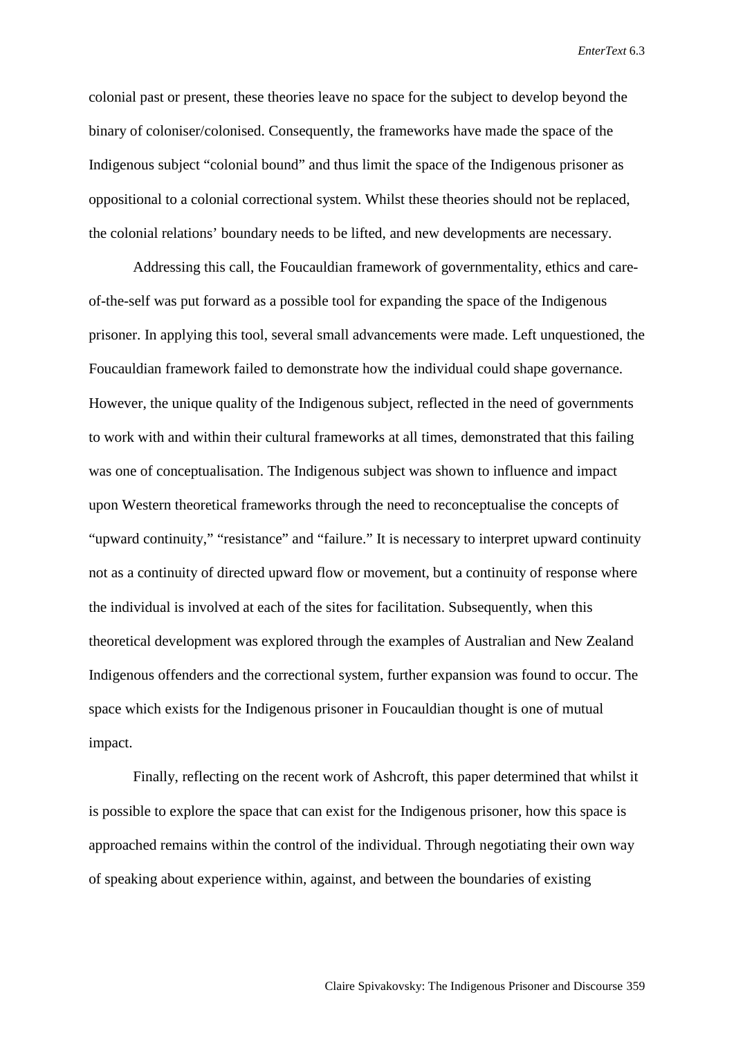colonial past or present, these theories leave no space for the subject to develop beyond the binary of coloniser/colonised. Consequently, the frameworks have made the space of the Indigenous subject "colonial bound" and thus limit the space of the Indigenous prisoner as oppositional to a colonial correctional system. Whilst these theories should not be replaced, the colonial relations' boundary needs to be lifted, and new developments are necessary.

Addressing this call, the Foucauldian framework of governmentality, ethics and care-of-the-self was put forward as a possible tool for expanding the space of the Indigenous prisoner. In applying this tool, several small advancements were made. Left unquestioned, the Foucauldian framework failed to demonstrate how the individual could shape governance. However, the unique quality of the Indigenous subject, reflected in the need of governments to work with and within their cultural frameworks at all times, demonstrated that this failing was one of conceptualisation. The Indigenous subject was shown to influence and impact upon Western theoretical frameworks through the need to reconceptualise the concepts of "upward continuity," "resistance" and "failure." It is necessary to interpret upward continuity not as a continuity of directed upward flow or movement, but a continuity of response where the individual is involved at each of the sites for facilitation. Subsequently, when this theoretical development was explored through the examples of Australian and New Zealand Indigenous offenders and the correctional system, further expansion was found to occur. The space which exists for the Indigenous prisoner in Foucauldian thought is one of mutual impact.

Finally, reflecting on the recent work of Ashcroft, this paper determined that whilst it is possible to explore the space that can exist for the Indigenous prisoner, how this space is approached remains within the control of the individual. Through negotiating their own way of speaking about experience within, against, and between the boundaries of existing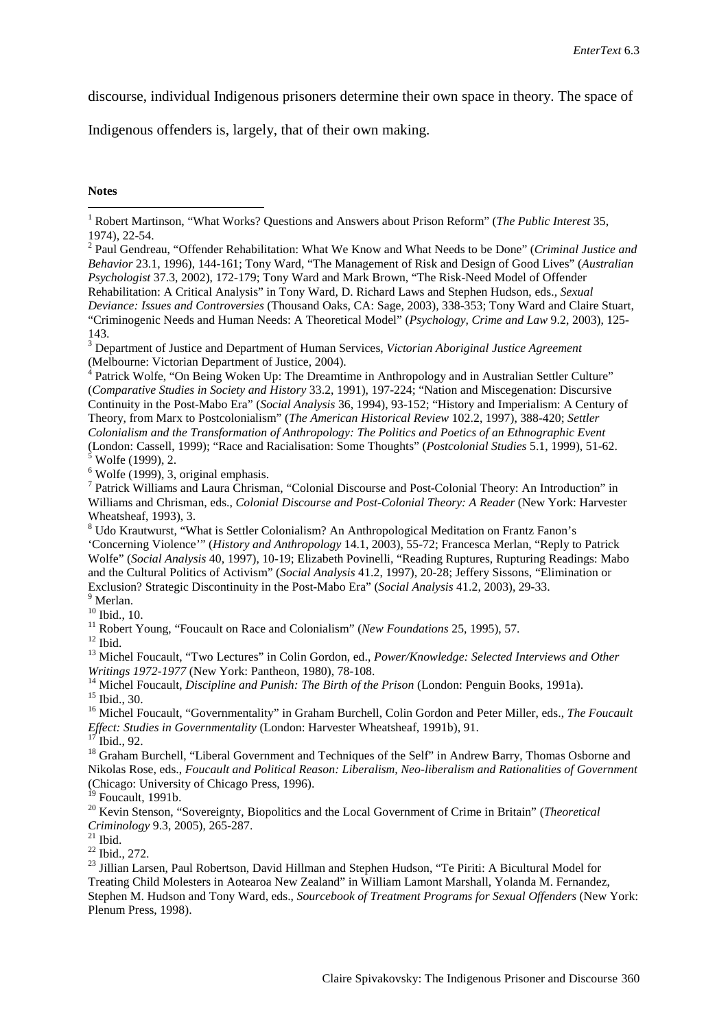discourse, individual Indigenous prisoners determine their own space in theory. The space of Indigenous offenders is, largely, that of their own making.

**Notes**

[1] Robert Martinson, "What Works? Questions and Answers about Prison Reform" (*The Public Interest* 35, 1974), 22-54.

[2] Paul Gendreau, "Offender Rehabilitation: What We Know and What Needs to be Done" (*Criminal Justice and Behavior* 23.1, 1996), 144-161; Tony Ward, "The Management of Risk and Design of Good Lives" (*Australian Psychologist* 37.3, 2002), 172-179; Tony Ward and Mark Brown, "The Risk-Need Model of Offender Rehabilitation: A Critical Analysis" in Tony Ward, D. Richard Laws and Stephen Hudson, eds., *Sexual Deviance: Issues and Controversies* (Thousand Oaks, CA: Sage, 2003), 338-353; Tony Ward and Claire Stuart, "Criminogenic Needs and Human Needs: A Theoretical Model" (*Psychology, Crime and Law* 9.2, 2003), 125-143.

[3] Department of Justice and Department of Human Services, *Victorian Aboriginal Justice Agreement* (Melbourne: Victorian Department of Justice, 2004).

[4] Patrick Wolfe, "On Being Woken Up: The Dreamtime in Anthropology and in Australian Settler Culture" (*Comparative Studies in Society and History* 33.2, 1991), 197-224; "Nation and Miscegenation: Discursive Continuity in the Post-Mabo Era" (*Social Analysis* 36, 1994), 93-152; "History and Imperialism: A Century of Theory, from Marx to Postcolonialism" (*The American Historical Review* 102.2, 1997), 388-420; *Settler Colonialism and the Transformation of Anthropology: The Politics and Poetics of an Ethnographic Event* (London: Cassell, 1999); "Race and Racialisation: Some Thoughts" (*Postcolonial Studies* 5.1, 1999), 51-62.

[5] Wolfe (1999), 2.

[6] Wolfe (1999), 3, original emphasis.

[7] Patrick Williams and Laura Chrisman, "Colonial Discourse and Post-Colonial Theory: An Introduction" in Williams and Chrisman, eds., *Colonial Discourse and Post-Colonial Theory: A Reader* (New York: Harvester Wheatsheaf, 1993), 3.

[8] Udo Krautwurst, "What is Settler Colonialism? An Anthropological Meditation on Frantz Fanon's 'Concerning Violence'" (*History and Anthropology* 14.1, 2003), 55-72; Francesca Merlan, "Reply to Patrick Wolfe" (*Social Analysis* 40, 1997), 10-19; Elizabeth Povinelli, "Reading Ruptures, Rupturing Readings: Mabo and the Cultural Politics of Activism" (*Social Analysis* 41.2, 1997), 20-28; Jeffery Sissons, "Elimination or Exclusion? Strategic Discontinuity in the Post-Mabo Era" (*Social Analysis* 41.2, 2003), 29-33.

[9] Merlan.

[10] Ibid., 10.

[11] Robert Young, "Foucault on Race and Colonialism" (*New Foundations* 25, 1995), 57.

[12] Ibid.

[13] Michel Foucault, "Two Lectures" in Colin Gordon, ed., *Power/Knowledge: Selected Interviews and Other Writings 1972-1977* (New York: Pantheon, 1980), 78-108.

[14] Michel Foucault, *Discipline and Punish: The Birth of the Prison* (London: Penguin Books, 1991a).

[15] Ibid., 30.

[16] Michel Foucault, "Governmentality" in Graham Burchell, Colin Gordon and Peter Miller, eds., *The Foucault Effect: Studies in Governmentality* (London: Harvester Wheatsheaf, 1991b), 91.

[17] Ibid., 92.

[18] Graham Burchell, "Liberal Government and Techniques of the Self" in Andrew Barry, Thomas Osborne and Nikolas Rose, eds., *Foucault and Political Reason: Liberalism, Neo-liberalism and Rationalities of Government* (Chicago: University of Chicago Press, 1996).

[19] Foucault, 1991b.

[20] Kevin Stenson, "Sovereignty, Biopolitics and the Local Government of Crime in Britain" (*Theoretical Criminology* 9.3, 2005), 265-287.

[21] Ibid.

[22] Ibid., 272.

[23] Jillian Larsen, Paul Robertson, David Hillman and Stephen Hudson, "Te Piriti: A Bicultural Model for Treating Child Molesters in Aotearoa New Zealand" in William Lamont Marshall, Yolanda M. Fernandez, Stephen M. Hudson and Tony Ward, eds., *Sourcebook of Treatment Programs for Sexual Offenders* (New York: Plenum Press, 1998).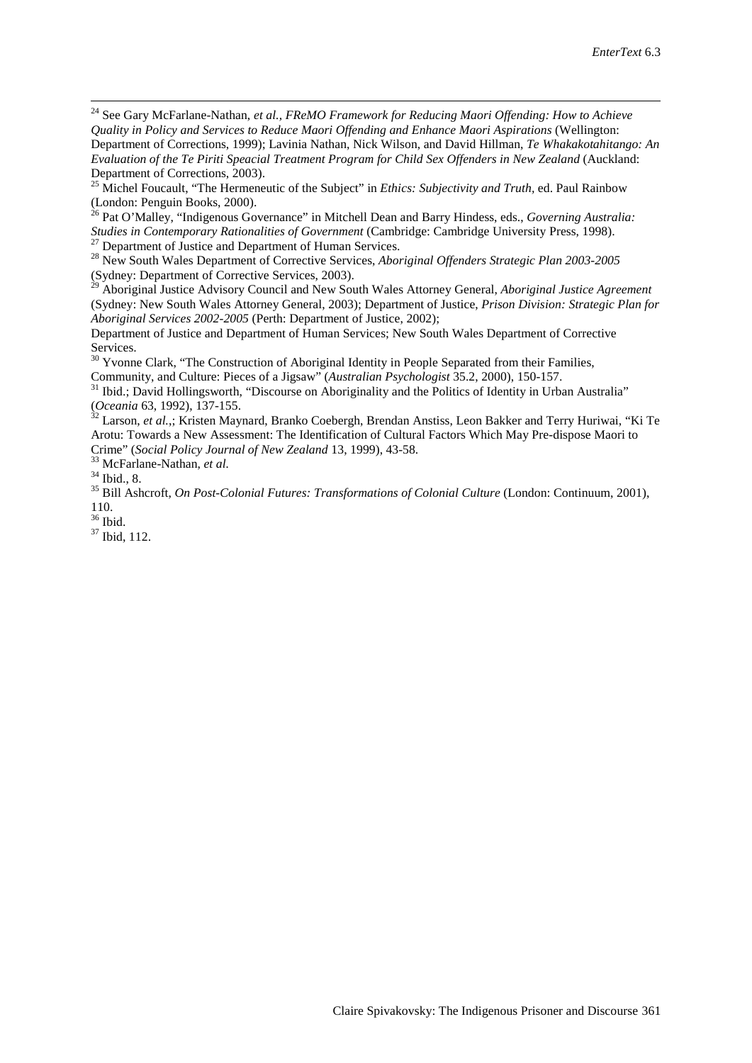[24] See Gary McFarlane-Nathan, *et al., FReMO Framework for Reducing Maori Offending: How to Achieve Quality in Policy and Services to Reduce Maori Offending and Enhance Maori Aspirations* (Wellington: Department of Corrections, 1999); Lavinia Nathan, Nick Wilson, and David Hillman, *Te Whakakotahitango: An Evaluation of the Te Piriti Speacial Treatment Program for Child Sex Offenders in New Zealand* (Auckland: Department of Corrections, 2003).

[25] Michel Foucault, "The Hermeneutic of the Subject" in *Ethics: Subjectivity and Truth*, ed. Paul Rainbow (London: Penguin Books, 2000).

[26] Pat O'Malley, "Indigenous Governance" in Mitchell Dean and Barry Hindess, eds., *Governing Australia: Studies in Contemporary Rationalities of Government* (Cambridge: Cambridge University Press, 1998).

[27] Department of Justice and Department of Human Services.

[28] New South Wales Department of Corrective Services, *Aboriginal Offenders Strategic Plan 2003-2005* (Sydney: Department of Corrective Services, 2003).

[29] Aboriginal Justice Advisory Council and New South Wales Attorney General, *Aboriginal Justice Agreement* (Sydney: New South Wales Attorney General, 2003); Department of Justice, *Prison Division: Strategic Plan for Aboriginal Services 2002-2005* (Perth: Department of Justice, 2002);
Department of Justice and Department of Human Services; New South Wales Department of Corrective Services.

[30] Yvonne Clark, "The Construction of Aboriginal Identity in People Separated from their Families, Community, and Culture: Pieces of a Jigsaw" (*Australian Psychologist* 35.2, 2000), 150-157.

[31] Ibid.; David Hollingsworth, "Discourse on Aboriginality and the Politics of Identity in Urban Australia" (*Oceania* 63, 1992), 137-155.

[32] Larson, *et al.*,; Kristen Maynard, Branko Coebergh, Brendan Anstiss, Leon Bakker and Terry Huriwai, "Ki Te Arotu: Towards a New Assessment: The Identification of Cultural Factors Which May Pre-dispose Maori to Crime" (*Social Policy Journal of New Zealand* 13, 1999), 43-58.

[33] McFarlane-Nathan, *et al.*

[34] Ibid., 8.

[35] Bill Ashcroft, *On Post-Colonial Futures: Transformations of Colonial Culture* (London: Continuum, 2001), 110.

[36] Ibid.

[37] Ibid, 112.